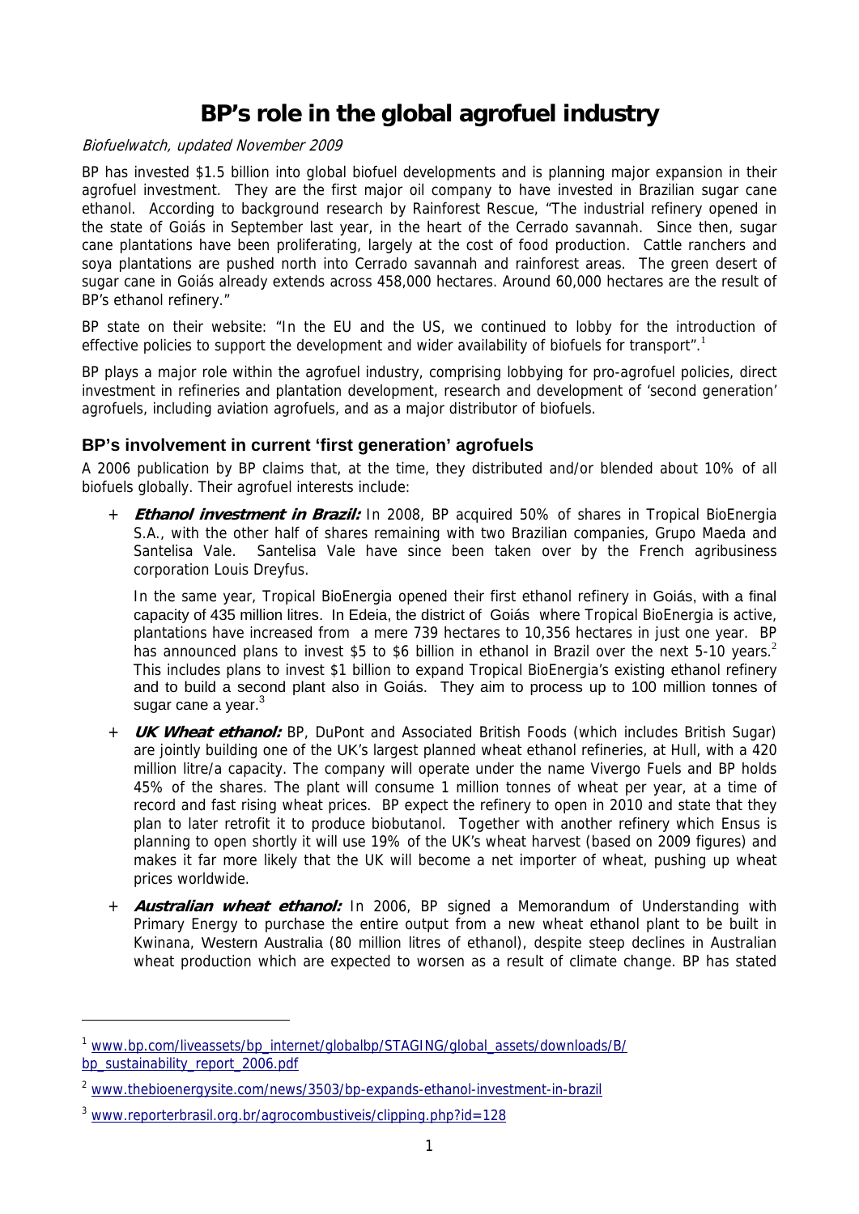# BP's role in the global agrofuel industry

*Biofuelwatch, updated November 2009*

BP has invested $1.5 billion into global biofuel developments and is planning major expansion in their agrofuel investment. They are the first major oil company to have invested in Brazilian sugar cane ethanol. According to background research by Rainforest Rescue, "The industrial refinery opened in the state of Goiás in September last year, in the heart of the Cerrado savannah. Since then, sugar cane plantations have been proliferating, largely at the cost of food production. Cattle ranchers and soya plantations are pushed north into Cerrado savannah and rainforest areas. The green desert of sugar cane in Goiás already extends across 458,000 hectares. Around 60,000 hectares are the result of BP's ethanol refinery."

BP state on their website: "In the EU and the US, we continued to lobby for the introduction of effective policies to support the development and wider availability of biofuels for transport".[1]

BP plays a major role within the agrofuel industry, comprising lobbying for pro-agrofuel policies, direct investment in refineries and plantation development, research and development of 'second generation' agrofuels, including aviation agrofuels, and as a major distributor of biofuels.

## BP's involvement in current 'first generation' agrofuels

A 2006 publication by BP claims that, at the time, they distributed and/or blended about 10% of all biofuels globally. Their agrofuel interests include:

+ ***Ethanol investment in Brazil:*** In 2008, BP acquired 50% of shares in Tropical BioEnergia S.A., with the other half of shares remaining with two Brazilian companies, Grupo Maeda and Santelisa Vale. Santelisa Vale have since been taken over by the French agribusiness corporation Louis Dreyfus.

  In the same year, Tropical BioEnergia opened their first ethanol refinery in Goiás, with a final capacity of 435 million litres. In Edeia, the district of Goiás where Tropical BioEnergia is active, plantations have increased from a mere 739 hectares to 10,356 hectares in just one year. BP has announced plans to invest $5 to $6 billion in ethanol in Brazil over the next 5-10 years.[2] This includes plans to invest $1 billion to expand Tropical BioEnergia's existing ethanol refinery and to build a second plant also in Goiás. They aim to process up to 100 million tonnes of sugar cane a year.[3]

+ ***UK Wheat ethanol:*** BP, DuPont and Associated British Foods (which includes British Sugar) are jointly building one of the UK's largest planned wheat ethanol refineries, at Hull, with a 420 million litre/a capacity. The company will operate under the name Vivergo Fuels and BP holds 45% of the shares. The plant will consume 1 million tonnes of wheat per year, at a time of record and fast rising wheat prices. BP expect the refinery to open in 2010 and state that they plan to later retrofit it to produce biobutanol. Together with another refinery which Ensus is planning to open shortly it will use 19% of the UK's wheat harvest (based on 2009 figures) and makes it far more likely that the UK will become a net importer of wheat, pushing up wheat prices worldwide.

+ ***Australian wheat ethanol:*** In 2006, BP signed a Memorandum of Understanding with Primary Energy to purchase the entire output from a new wheat ethanol plant to be built in Kwinana, Western Australia (80 million litres of ethanol), despite steep declines in Australian wheat production which are expected to worsen as a result of climate change. BP has stated

---

[1] www.bp.com/liveassets/bp_internet/globalbp/STAGING/global_assets/downloads/B/bp_sustainability_report_2006.pdf

[2] www.thebioenergysite.com/news/3503/bp-expands-ethanol-investment-in-brazil

[3] www.reporterbrasil.org.br/agrocombustiveis/clipping.php?id=128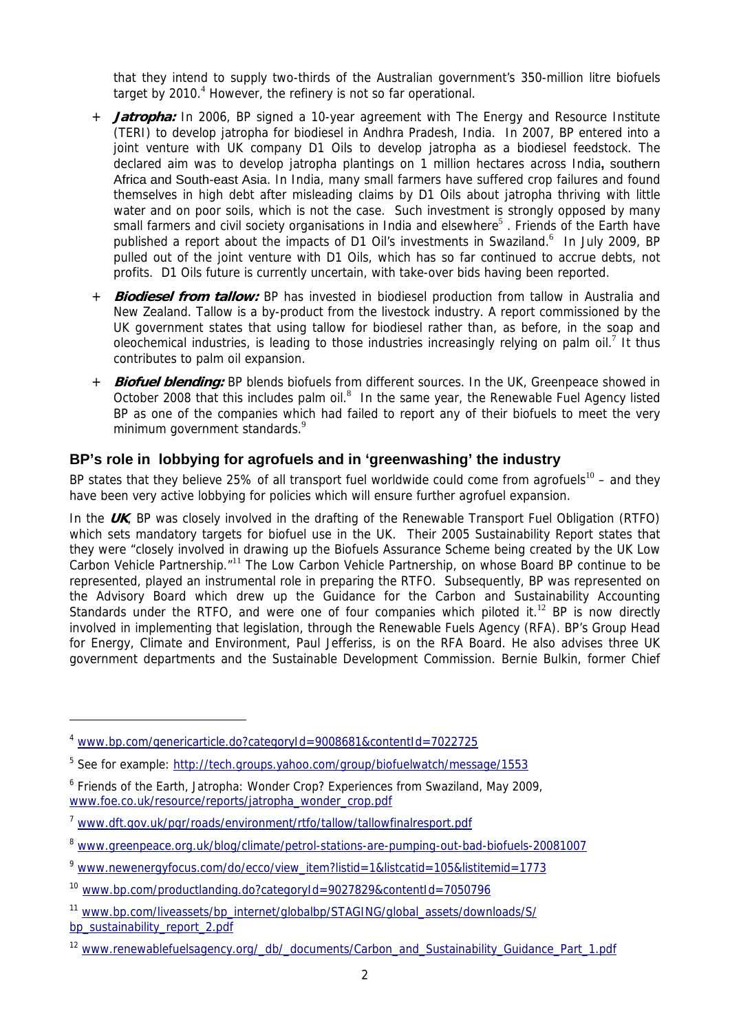that they intend to supply two-thirds of the Australian government's 350-million litre biofuels target by 2010.[4] However, the refinery is not so far operational.

+ ***Jatropha:*** In 2006, BP signed a 10-year agreement with The Energy and Resource Institute (TERI) to develop jatropha for biodiesel in Andhra Pradesh, India. In 2007, BP entered into a joint venture with UK company D1 Oils to develop jatropha as a biodiesel feedstock. The declared aim was to develop jatropha plantings on 1 million hectares across India**,** southern Africa and South-east Asia. In India, many small farmers have suffered crop failures and found themselves in high debt after misleading claims by D1 Oils about jatropha thriving with little water and on poor soils, which is not the case. Such investment is strongly opposed by many small farmers and civil society organisations in India and elsewhere[5] . Friends of the Earth have published a report about the impacts of D1 Oil's investments in Swaziland.[6] In July 2009, BP pulled out of the joint venture with D1 Oils, which has so far continued to accrue debts, not profits. D1 Oils future is currently uncertain, with take-over bids having been reported.
+ ***Biodiesel from tallow:*** BP has invested in biodiesel production from tallow in Australia and New Zealand. Tallow is a by-product from the livestock industry. A report commissioned by the UK government states that using tallow for biodiesel rather than, as before, in the soap and oleochemical industries, is leading to those industries increasingly relying on palm oil.[7] It thus contributes to palm oil expansion.
+ ***Biofuel blending:*** BP blends biofuels from different sources. In the UK, Greenpeace showed in October 2008 that this includes palm oil.[8] In the same year, the Renewable Fuel Agency listed BP as one of the companies which had failed to report any of their biofuels to meet the very minimum government standards.[9]

## BP's role in lobbying for agrofuels and in 'greenwashing' the industry

BP states that they believe 25% of all transport fuel worldwide could come from agrofuels[10] – and they have been very active lobbying for policies which will ensure further agrofuel expansion.

In the ***UK***, BP was closely involved in the drafting of the Renewable Transport Fuel Obligation (RTFO) which sets mandatory targets for biofuel use in the UK. Their 2005 Sustainability Report states that they were "closely involved in drawing up the Biofuels Assurance Scheme being created by the UK Low Carbon Vehicle Partnership."[11] The Low Carbon Vehicle Partnership, on whose Board BP continue to be represented, played an instrumental role in preparing the RTFO. Subsequently, BP was represented on the Advisory Board which drew up the Guidance for the Carbon and Sustainability Accounting Standards under the RTFO, and were one of four companies which piloted it.[12] BP is now directly involved in implementing that legislation, through the Renewable Fuels Agency (RFA). BP's Group Head for Energy, Climate and Environment, Paul Jefferiss, is on the RFA Board. He also advises three UK government departments and the Sustainable Development Commission. Bernie Bulkin, former Chief

---

[4] www.bp.com/genericarticle.do?categoryId=9008681&contentId=7022725

[5] See for example: http://tech.groups.yahoo.com/group/biofuelwatch/message/1553

[6] Friends of the Earth, Jatropha: Wonder Crop? Experiences from Swaziland, May 2009, www.foe.co.uk/resource/reports/jatropha_wonder_crop.pdf

[7] www.dft.gov.uk/pgr/roads/environment/rtfo/tallow/tallowfinalresport.pdf

[8] www.greenpeace.org.uk/blog/climate/petrol-stations-are-pumping-out-bad-biofuels-20081007

[9] www.newenergyfocus.com/do/ecco/view_item?listid=1&listcatid=105&listitemid=1773

[10] www.bp.com/productlanding.do?categoryId=9027829&contentId=7050796

[11] www.bp.com/liveassets/bp_internet/globalbp/STAGING/global_assets/downloads/S/bp_sustainability_report_2.pdf

[12] www.renewablefuelsagency.org/_db/_documents/Carbon_and_Sustainability_Guidance_Part_1.pdf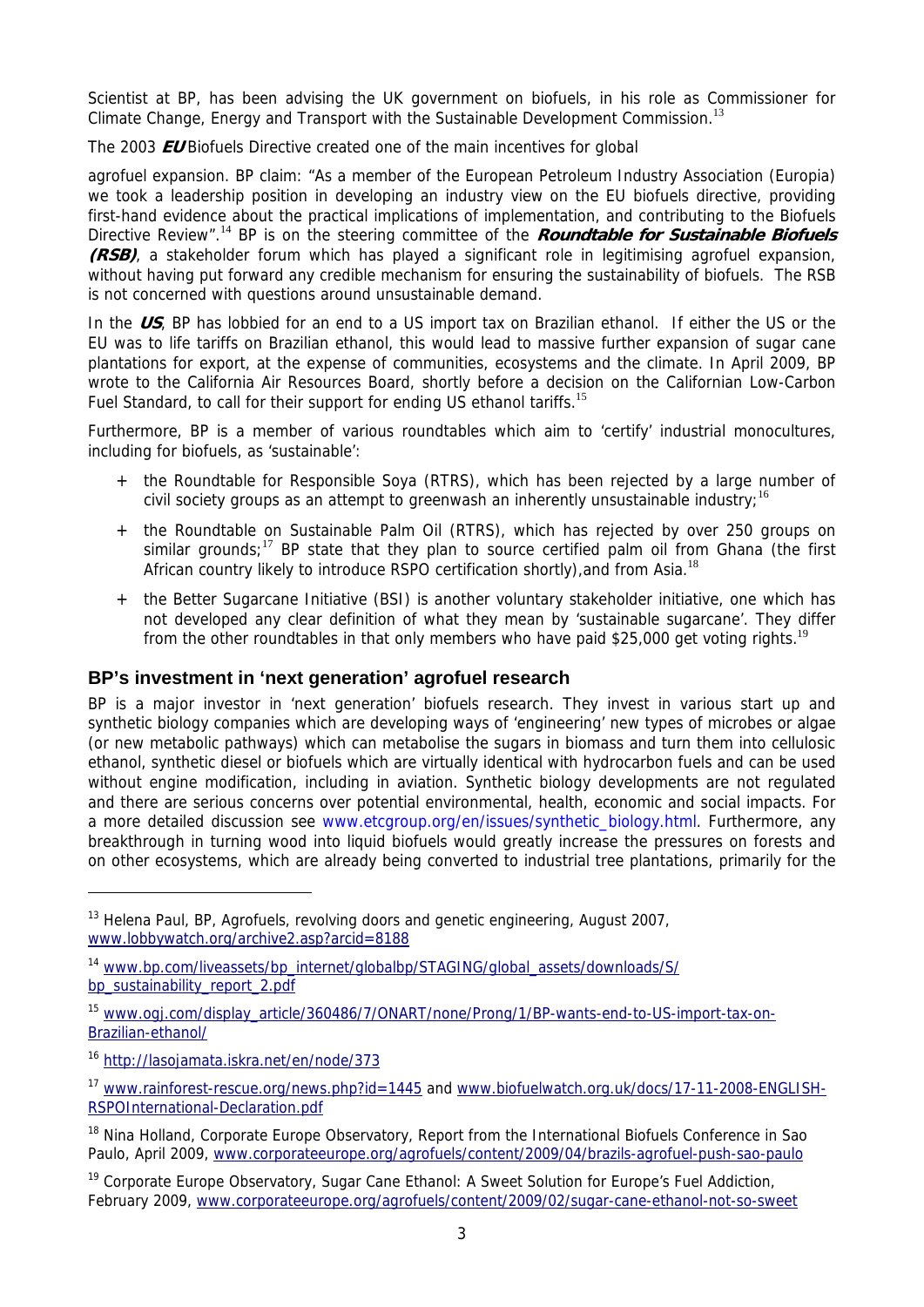Scientist at BP, has been advising the UK government on biofuels, in his role as Commissioner for Climate Change, Energy and Transport with the Sustainable Development Commission.[13]

The 2003 ***EU*** Biofuels Directive created one of the main incentives for global

agrofuel expansion. BP claim: "As a member of the European Petroleum Industry Association (Europia) we took a leadership position in developing an industry view on the EU biofuels directive, providing first-hand evidence about the practical implications of implementation, and contributing to the Biofuels Directive Review".[14] BP is on the steering committee of the ***Roundtable for Sustainable Biofuels (RSB)***, a stakeholder forum which has played a significant role in legitimising agrofuel expansion, without having put forward any credible mechanism for ensuring the sustainability of biofuels. The RSB is not concerned with questions around unsustainable demand.

In the ***US***, BP has lobbied for an end to a US import tax on Brazilian ethanol. If either the US or the EU was to life tariffs on Brazilian ethanol, this would lead to massive further expansion of sugar cane plantations for export, at the expense of communities, ecosystems and the climate. In April 2009, BP wrote to the California Air Resources Board, shortly before a decision on the Californian Low-Carbon Fuel Standard, to call for their support for ending US ethanol tariffs.[15]

Furthermore, BP is a member of various roundtables which aim to 'certify' industrial monocultures, including for biofuels, as 'sustainable':

+ the Roundtable for Responsible Soya (RTRS), which has been rejected by a large number of civil society groups as an attempt to greenwash an inherently unsustainable industry;[16]
+ the Roundtable on Sustainable Palm Oil (RTRS), which has rejected by over 250 groups on similar grounds;[17] BP state that they plan to source certified palm oil from Ghana (the first African country likely to introduce RSPO certification shortly),and from Asia.[18]
+ the Better Sugarcane Initiative (BSI) is another voluntary stakeholder initiative, one which has not developed any clear definition of what they mean by 'sustainable sugarcane'. They differ from the other roundtables in that only members who have paid $25,000 get voting rights.[19]

## BP's investment in 'next generation' agrofuel research

BP is a major investor in 'next generation' biofuels research. They invest in various start up and synthetic biology companies which are developing ways of 'engineering' new types of microbes or algae (or new metabolic pathways) which can metabolise the sugars in biomass and turn them into cellulosic ethanol, synthetic diesel or biofuels which are virtually identical with hydrocarbon fuels and can be used without engine modification, including in aviation. Synthetic biology developments are not regulated and there are serious concerns over potential environmental, health, economic and social impacts. For a more detailed discussion see www.etcgroup.org/en/issues/synthetic_biology.html. Furthermore, any breakthrough in turning wood into liquid biofuels would greatly increase the pressures on forests and on other ecosystems, which are already being converted to industrial tree plantations, primarily for the

---

[13] Helena Paul, BP, Agrofuels, revolving doors and genetic engineering, August 2007, www.lobbywatch.org/archive2.asp?arcid=8188

[14] www.bp.com/liveassets/bp_internet/globalbp/STAGING/global_assets/downloads/S/bp_sustainability_report_2.pdf

[15] www.ogj.com/display_article/360486/7/ONART/none/Prong/1/BP-wants-end-to-US-import-tax-on-Brazilian-ethanol/

[16] http://lasojamata.iskra.net/en/node/373

[17] www.rainforest-rescue.org/news.php?id=1445 and www.biofuelwatch.org.uk/docs/17-11-2008-ENGLISH-RSPOInternational-Declaration.pdf

[18] Nina Holland, Corporate Europe Observatory, Report from the International Biofuels Conference in Sao Paulo, April 2009, www.corporateeurope.org/agrofuels/content/2009/04/brazils-agrofuel-push-sao-paulo

[19] Corporate Europe Observatory, Sugar Cane Ethanol: A Sweet Solution for Europe's Fuel Addiction, February 2009, www.corporateeurope.org/agrofuels/content/2009/02/sugar-cane-ethanol-not-so-sweet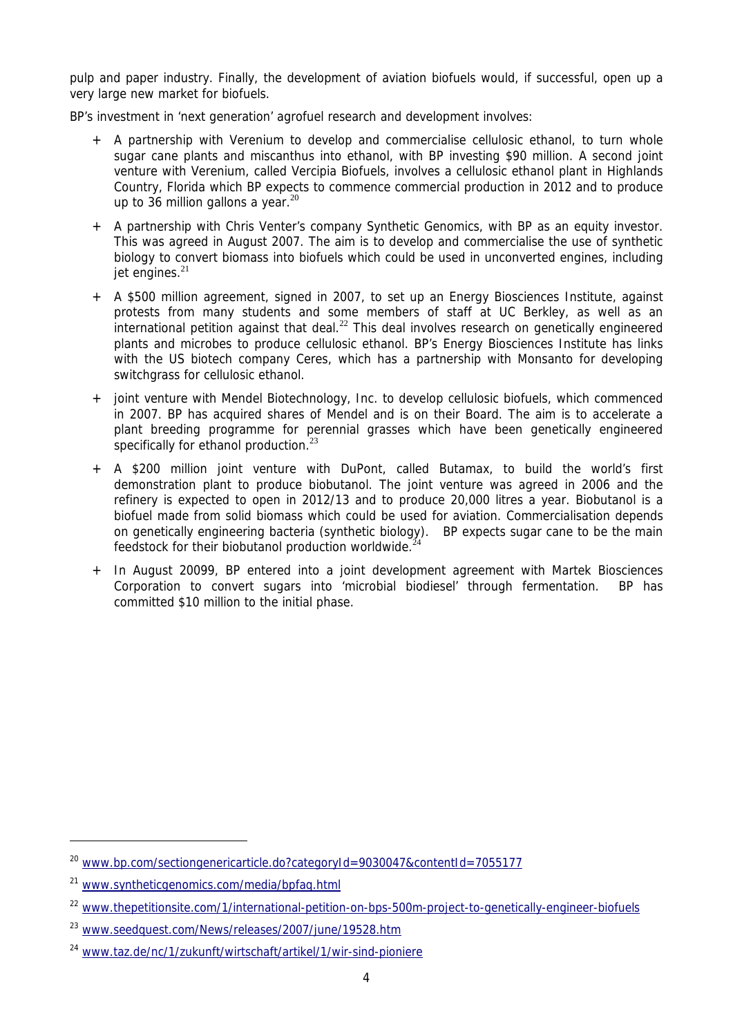pulp and paper industry. Finally, the development of aviation biofuels would, if successful, open up a very large new market for biofuels.

BP's investment in 'next generation' agrofuel research and development involves:

+ A partnership with Verenium to develop and commercialise cellulosic ethanol, to turn whole sugar cane plants and miscanthus into ethanol, with BP investing $90 million. A second joint venture with Verenium, called Vercipia Biofuels, involves a cellulosic ethanol plant in Highlands Country, Florida which BP expects to commence commercial production in 2012 and to produce up to 36 million gallons a year.[20]
+ A partnership with Chris Venter's company Synthetic Genomics, with BP as an equity investor. This was agreed in August 2007. The aim is to develop and commercialise the use of synthetic biology to convert biomass into biofuels which could be used in unconverted engines, including jet engines.[21]
+ A $500 million agreement, signed in 2007, to set up an Energy Biosciences Institute, against protests from many students and some members of staff at UC Berkley, as well as an international petition against that deal.[22] This deal involves research on genetically engineered plants and microbes to produce cellulosic ethanol. BP's Energy Biosciences Institute has links with the US biotech company Ceres, which has a partnership with Monsanto for developing switchgrass for cellulosic ethanol.
+ joint venture with Mendel Biotechnology, Inc. to develop cellulosic biofuels, which commenced in 2007. BP has acquired shares of Mendel and is on their Board. The aim is to accelerate a plant breeding programme for perennial grasses which have been genetically engineered specifically for ethanol production.[23]
+ A $200 million joint venture with DuPont, called Butamax, to build the world's first demonstration plant to produce biobutanol. The joint venture was agreed in 2006 and the refinery is expected to open in 2012/13 and to produce 20,000 litres a year. Biobutanol is a biofuel made from solid biomass which could be used for aviation. Commercialisation depends on genetically engineering bacteria (synthetic biology). BP expects sugar cane to be the main feedstock for their biobutanol production worldwide.[24]
+ In August 20099, BP entered into a joint development agreement with Martek Biosciences Corporation to convert sugars into 'microbial biodiesel' through fermentation. BP has committed $10 million to the initial phase.

---

[20] www.bp.com/sectiongenericarticle.do?categoryId=9030047&contentId=7055177

[21] www.syntheticgenomics.com/media/bpfaq.html

[22] www.thepetitionsite.com/1/international-petition-on-bps-500m-project-to-genetically-engineer-biofuels

[23] www.seedquest.com/News/releases/2007/june/19528.htm

[24] www.taz.de/nc/1/zukunft/wirtschaft/artikel/1/wir-sind-pioniere